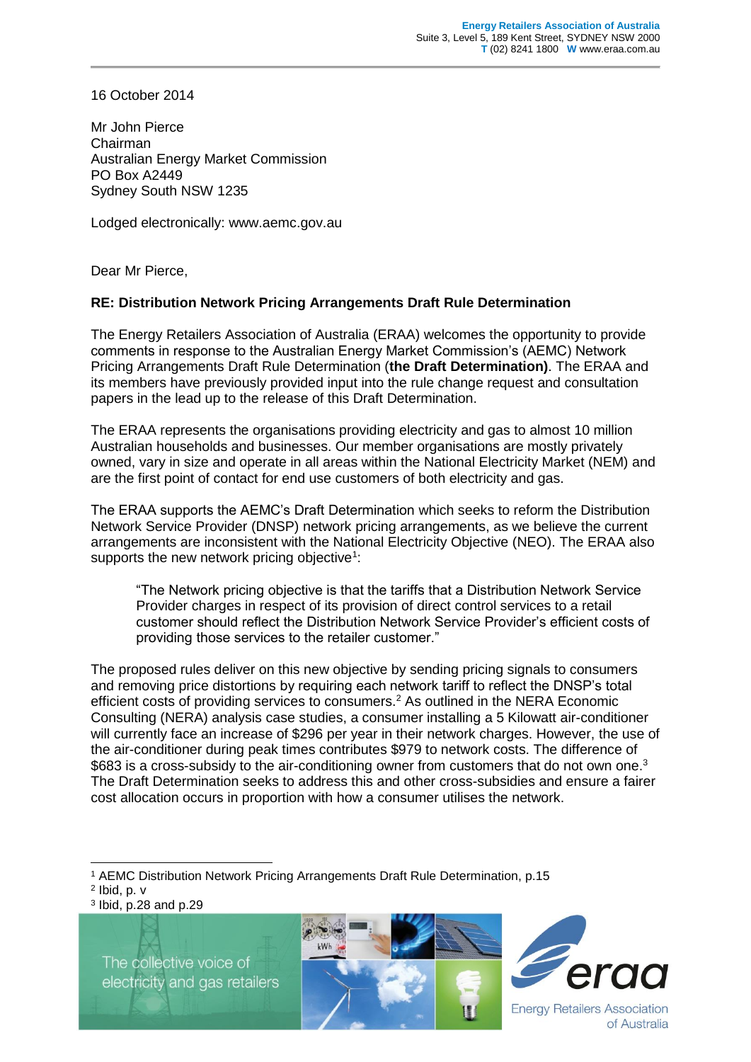16 October 2014

Mr John Pierce
Chairman
Australian Energy Market Commission
PO Box A2449
Sydney South NSW 1235

Lodged electronically: www.aemc.gov.au

Dear Mr Pierce,

**RE: Distribution Network Pricing Arrangements Draft Rule Determination**

The Energy Retailers Association of Australia (ERAA) welcomes the opportunity to provide comments in response to the Australian Energy Market Commission's (AEMC) Network Pricing Arrangements Draft Rule Determination (**the Draft Determination)**. The ERAA and its members have previously provided input into the rule change request and consultation papers in the lead up to the release of this Draft Determination.

The ERAA represents the organisations providing electricity and gas to almost 10 million Australian households and businesses. Our member organisations are mostly privately owned, vary in size and operate in all areas within the National Electricity Market (NEM) and are the first point of contact for end use customers of both electricity and gas.

The ERAA supports the AEMC's Draft Determination which seeks to reform the Distribution Network Service Provider (DNSP) network pricing arrangements, as we believe the current arrangements are inconsistent with the National Electricity Objective (NEO). The ERAA also supports the new network pricing objective[1]:

> "The Network pricing objective is that the tariffs that a Distribution Network Service Provider charges in respect of its provision of direct control services to a retail customer should reflect the Distribution Network Service Provider's efficient costs of providing those services to the retailer customer."

The proposed rules deliver on this new objective by sending pricing signals to consumers and removing price distortions by requiring each network tariff to reflect the DNSP's total efficient costs of providing services to consumers.[2] As outlined in the NERA Economic Consulting (NERA) analysis case studies, a consumer installing a 5 Kilowatt air-conditioner will currently face an increase of $296 per year in their network charges. However, the use of the air-conditioner during peak times contributes $979 to network costs. The difference of $683 is a cross-subsidy to the air-conditioning owner from customers that do not own one.[3] The Draft Determination seeks to address this and other cross-subsidies and ensure a fairer cost allocation occurs in proportion with how a consumer utilises the network.

[1] AEMC Distribution Network Pricing Arrangements Draft Rule Determination, p.15
[2] Ibid, p. v
[3] Ibid, p.28 and p.29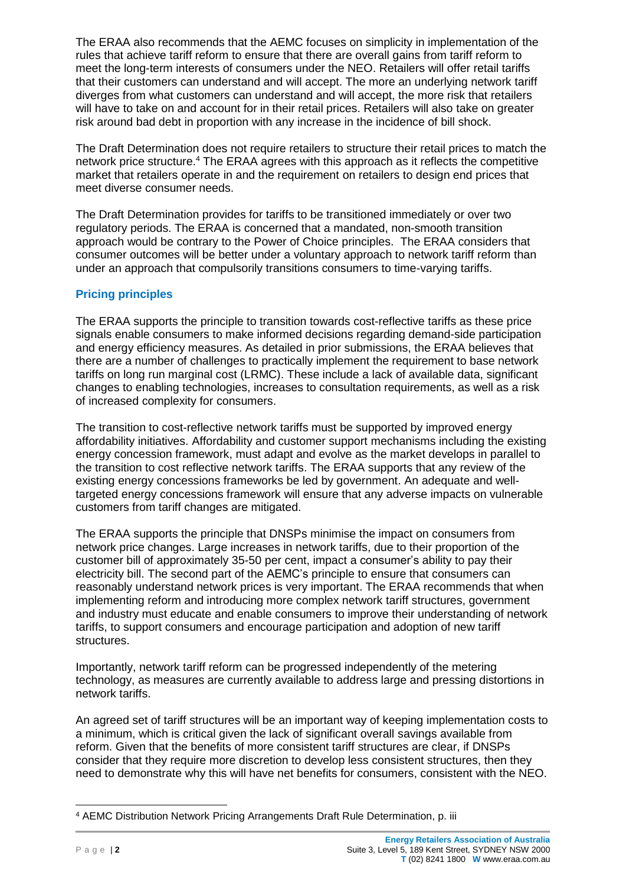The ERAA also recommends that the AEMC focuses on simplicity in implementation of the rules that achieve tariff reform to ensure that there are overall gains from tariff reform to meet the long-term interests of consumers under the NEO. Retailers will offer retail tariffs that their customers can understand and will accept. The more an underlying network tariff diverges from what customers can understand and will accept, the more risk that retailers will have to take on and account for in their retail prices. Retailers will also take on greater risk around bad debt in proportion with any increase in the incidence of bill shock.

The Draft Determination does not require retailers to structure their retail prices to match the network price structure.[4] The ERAA agrees with this approach as it reflects the competitive market that retailers operate in and the requirement on retailers to design end prices that meet diverse consumer needs.

The Draft Determination provides for tariffs to be transitioned immediately or over two regulatory periods. The ERAA is concerned that a mandated, non-smooth transition approach would be contrary to the Power of Choice principles. The ERAA considers that consumer outcomes will be better under a voluntary approach to network tariff reform than under an approach that compulsorily transitions consumers to time-varying tariffs.

## Pricing principles

The ERAA supports the principle to transition towards cost-reflective tariffs as these price signals enable consumers to make informed decisions regarding demand-side participation and energy efficiency measures. As detailed in prior submissions, the ERAA believes that there are a number of challenges to practically implement the requirement to base network tariffs on long run marginal cost (LRMC). These include a lack of available data, significant changes to enabling technologies, increases to consultation requirements, as well as a risk of increased complexity for consumers.

The transition to cost-reflective network tariffs must be supported by improved energy affordability initiatives. Affordability and customer support mechanisms including the existing energy concession framework, must adapt and evolve as the market develops in parallel to the transition to cost reflective network tariffs. The ERAA supports that any review of the existing energy concessions frameworks be led by government. An adequate and well-targeted energy concessions framework will ensure that any adverse impacts on vulnerable customers from tariff changes are mitigated.

The ERAA supports the principle that DNSPs minimise the impact on consumers from network price changes. Large increases in network tariffs, due to their proportion of the customer bill of approximately 35-50 per cent, impact a consumer's ability to pay their electricity bill. The second part of the AEMC's principle to ensure that consumers can reasonably understand network prices is very important. The ERAA recommends that when implementing reform and introducing more complex network tariff structures, government and industry must educate and enable consumers to improve their understanding of network tariffs, to support consumers and encourage participation and adoption of new tariff structures.

Importantly, network tariff reform can be progressed independently of the metering technology, as measures are currently available to address large and pressing distortions in network tariffs.

An agreed set of tariff structures will be an important way of keeping implementation costs to a minimum, which is critical given the lack of significant overall savings available from reform. Given that the benefits of more consistent tariff structures are clear, if DNSPs consider that they require more discretion to develop less consistent structures, then they need to demonstrate why this will have net benefits for consumers, consistent with the NEO.

[4] AEMC Distribution Network Pricing Arrangements Draft Rule Determination, p. iii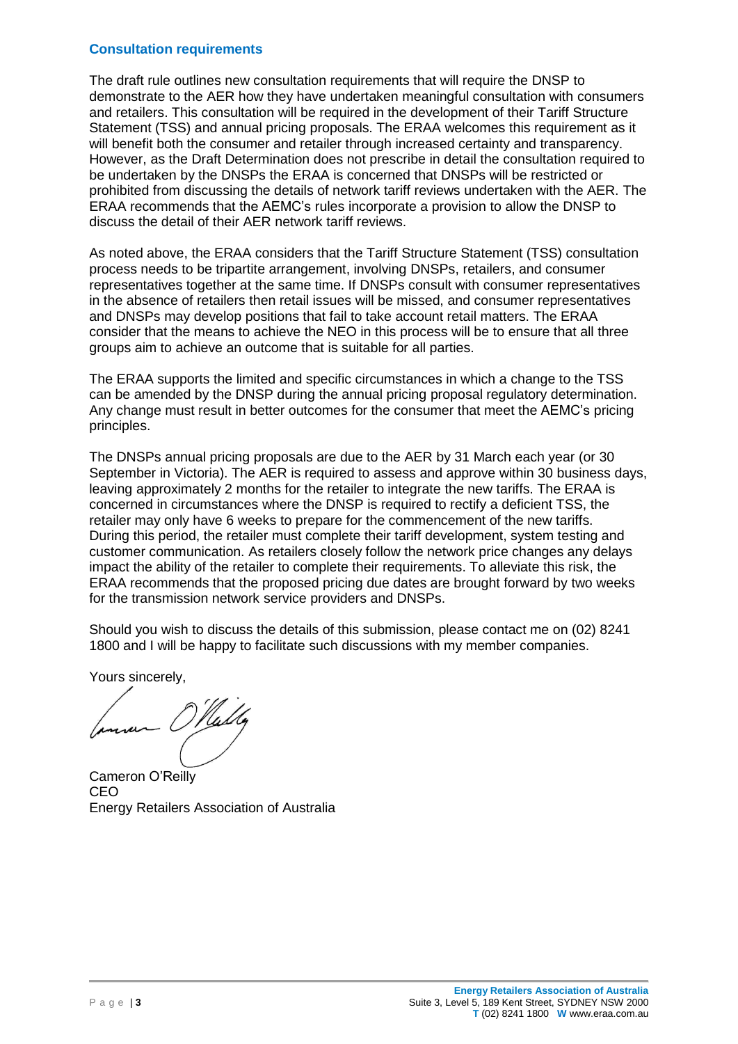### Consultation requirements

The draft rule outlines new consultation requirements that will require the DNSP to demonstrate to the AER how they have undertaken meaningful consultation with consumers and retailers. This consultation will be required in the development of their Tariff Structure Statement (TSS) and annual pricing proposals. The ERAA welcomes this requirement as it will benefit both the consumer and retailer through increased certainty and transparency. However, as the Draft Determination does not prescribe in detail the consultation required to be undertaken by the DNSPs the ERAA is concerned that DNSPs will be restricted or prohibited from discussing the details of network tariff reviews undertaken with the AER. The ERAA recommends that the AEMC's rules incorporate a provision to allow the DNSP to discuss the detail of their AER network tariff reviews.

As noted above, the ERAA considers that the Tariff Structure Statement (TSS) consultation process needs to be tripartite arrangement, involving DNSPs, retailers, and consumer representatives together at the same time. If DNSPs consult with consumer representatives in the absence of retailers then retail issues will be missed, and consumer representatives and DNSPs may develop positions that fail to take account retail matters. The ERAA consider that the means to achieve the NEO in this process will be to ensure that all three groups aim to achieve an outcome that is suitable for all parties.

The ERAA supports the limited and specific circumstances in which a change to the TSS can be amended by the DNSP during the annual pricing proposal regulatory determination. Any change must result in better outcomes for the consumer that meet the AEMC's pricing principles.

The DNSPs annual pricing proposals are due to the AER by 31 March each year (or 30 September in Victoria). The AER is required to assess and approve within 30 business days, leaving approximately 2 months for the retailer to integrate the new tariffs. The ERAA is concerned in circumstances where the DNSP is required to rectify a deficient TSS, the retailer may only have 6 weeks to prepare for the commencement of the new tariffs. During this period, the retailer must complete their tariff development, system testing and customer communication. As retailers closely follow the network price changes any delays impact the ability of the retailer to complete their requirements. To alleviate this risk, the ERAA recommends that the proposed pricing due dates are brought forward by two weeks for the transmission network service providers and DNSPs.

Should you wish to discuss the details of this submission, please contact me on (02) 8241 1800 and I will be happy to facilitate such discussions with my member companies.

Yours sincerely,

Cameron O'Reilly
CEO
Energy Retailers Association of Australia